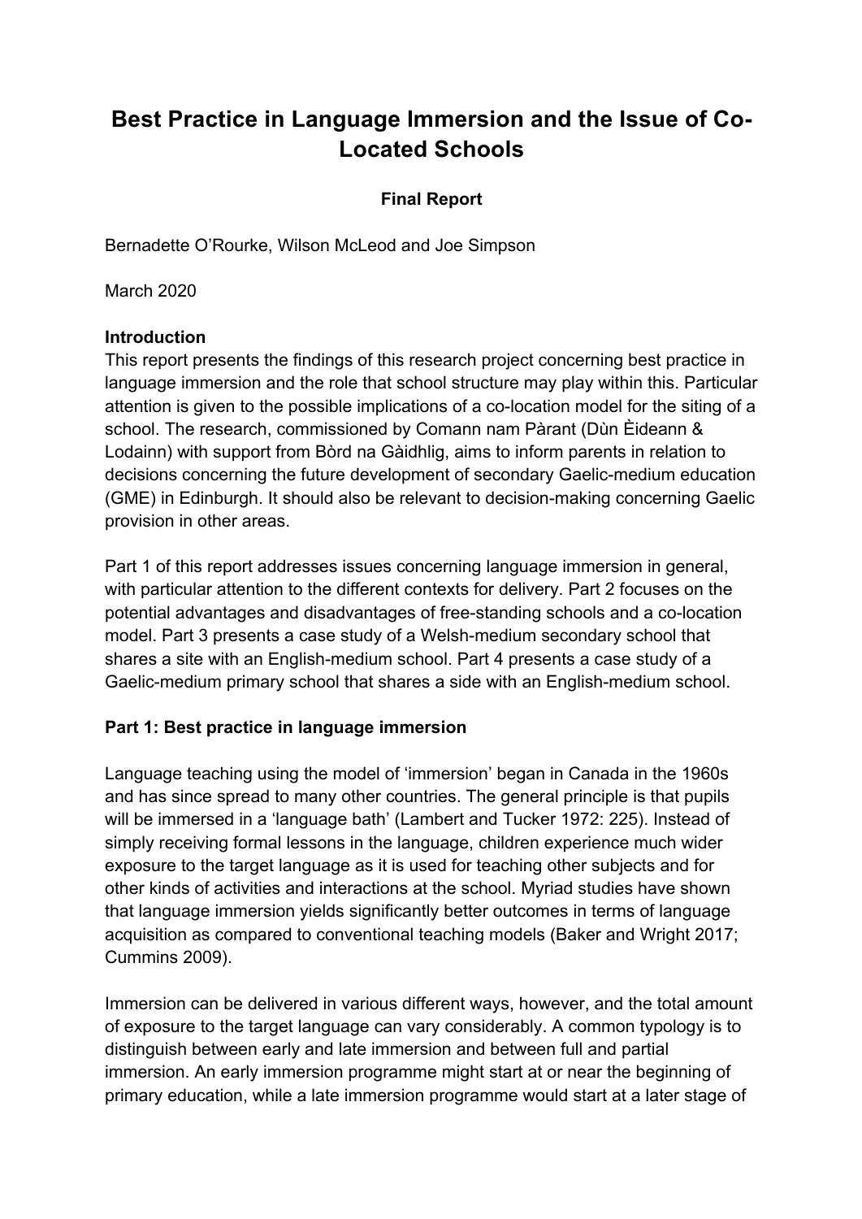# Best Practice in Language Immersion and the Issue of Co-Located Schools

**Final Report**

Bernadette O'Rourke, Wilson McLeod and Joe Simpson

March 2020

## Introduction

This report presents the findings of this research project concerning best practice in language immersion and the role that school structure may play within this. Particular attention is given to the possible implications of a co-location model for the siting of a school. The research, commissioned by Comann nam Pàrant (Dùn Èideann & Lodainn) with support from Bòrd na Gàidhlig, aims to inform parents in relation to decisions concerning the future development of secondary Gaelic-medium education (GME) in Edinburgh. It should also be relevant to decision-making concerning Gaelic provision in other areas.

Part 1 of this report addresses issues concerning language immersion in general, with particular attention to the different contexts for delivery. Part 2 focuses on the potential advantages and disadvantages of free-standing schools and a co-location model. Part 3 presents a case study of a Welsh-medium secondary school that shares a site with an English-medium school. Part 4 presents a case study of a Gaelic-medium primary school that shares a side with an English-medium school.

## Part 1: Best practice in language immersion

Language teaching using the model of 'immersion' began in Canada in the 1960s and has since spread to many other countries. The general principle is that pupils will be immersed in a 'language bath' (Lambert and Tucker 1972: 225). Instead of simply receiving formal lessons in the language, children experience much wider exposure to the target language as it is used for teaching other subjects and for other kinds of activities and interactions at the school. Myriad studies have shown that language immersion yields significantly better outcomes in terms of language acquisition as compared to conventional teaching models (Baker and Wright 2017; Cummins 2009).

Immersion can be delivered in various different ways, however, and the total amount of exposure to the target language can vary considerably. A common typology is to distinguish between early and late immersion and between full and partial immersion. An early immersion programme might start at or near the beginning of primary education, while a late immersion programme would start at a later stage of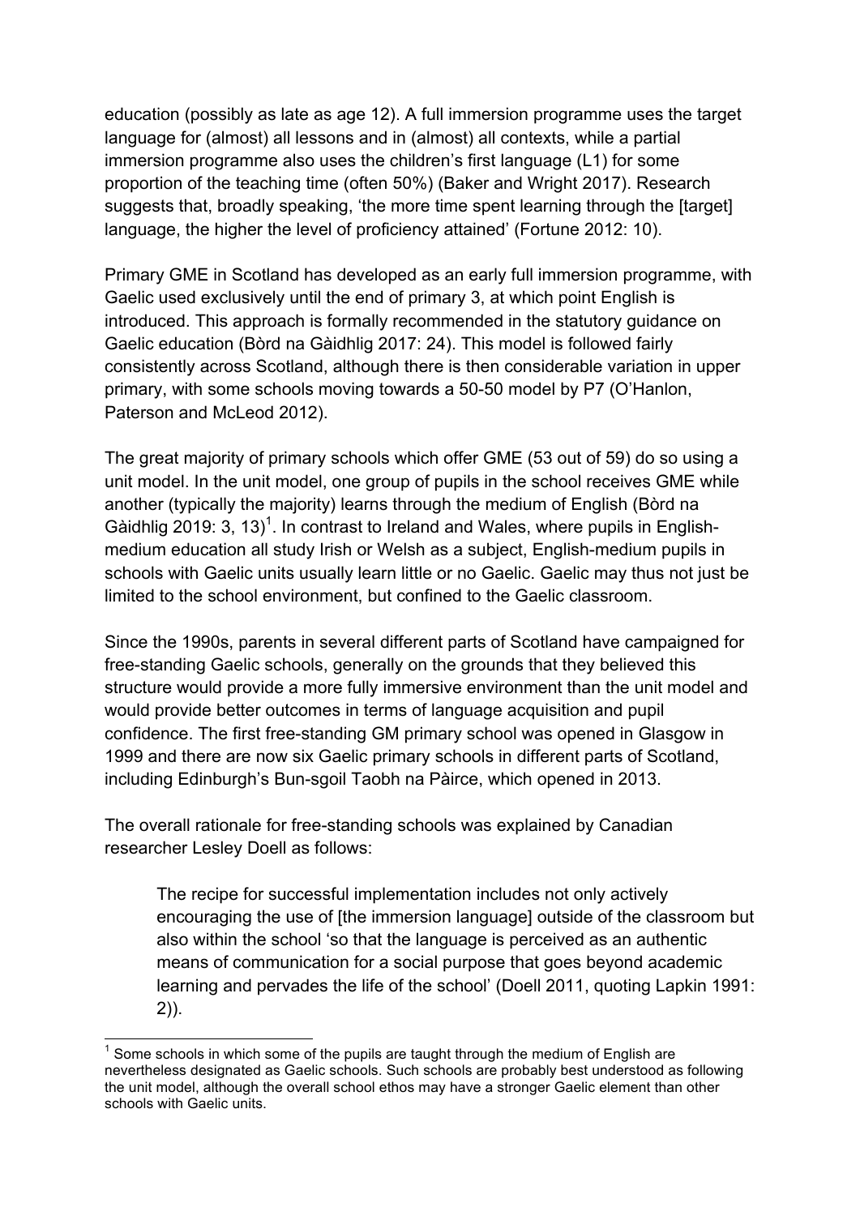education (possibly as late as age 12). A full immersion programme uses the target language for (almost) all lessons and in (almost) all contexts, while a partial immersion programme also uses the children's first language (L1) for some proportion of the teaching time (often 50%) (Baker and Wright 2017). Research suggests that, broadly speaking, 'the more time spent learning through the [target] language, the higher the level of proficiency attained' (Fortune 2012: 10).

Primary GME in Scotland has developed as an early full immersion programme, with Gaelic used exclusively until the end of primary 3, at which point English is introduced. This approach is formally recommended in the statutory guidance on Gaelic education (Bòrd na Gàidhlig 2017: 24). This model is followed fairly consistently across Scotland, although there is then considerable variation in upper primary, with some schools moving towards a 50-50 model by P7 (O'Hanlon, Paterson and McLeod 2012).

The great majority of primary schools which offer GME (53 out of 59) do so using a unit model. In the unit model, one group of pupils in the school receives GME while another (typically the majority) learns through the medium of English (Bòrd na Gàidhlig 2019: 3, 13)[1]. In contrast to Ireland and Wales, where pupils in English-medium education all study Irish or Welsh as a subject, English-medium pupils in schools with Gaelic units usually learn little or no Gaelic. Gaelic may thus not just be limited to the school environment, but confined to the Gaelic classroom.

Since the 1990s, parents in several different parts of Scotland have campaigned for free-standing Gaelic schools, generally on the grounds that they believed this structure would provide a more fully immersive environment than the unit model and would provide better outcomes in terms of language acquisition and pupil confidence. The first free-standing GM primary school was opened in Glasgow in 1999 and there are now six Gaelic primary schools in different parts of Scotland, including Edinburgh's Bun-sgoil Taobh na Pàirce, which opened in 2013.

The overall rationale for free-standing schools was explained by Canadian researcher Lesley Doell as follows:

> The recipe for successful implementation includes not only actively encouraging the use of [the immersion language] outside of the classroom but also within the school 'so that the language is perceived as an authentic means of communication for a social purpose that goes beyond academic learning and pervades the life of the school' (Doell 2011, quoting Lapkin 1991: 2)).

[1] Some schools in which some of the pupils are taught through the medium of English are nevertheless designated as Gaelic schools. Such schools are probably best understood as following the unit model, although the overall school ethos may have a stronger Gaelic element than other schools with Gaelic units.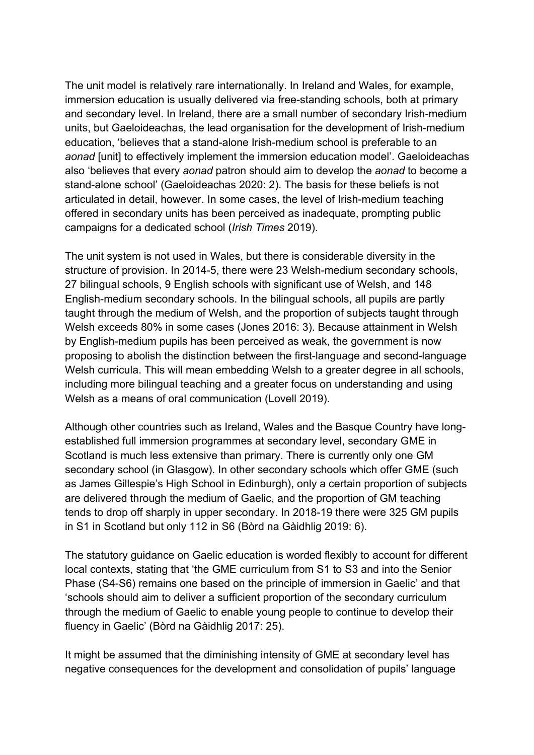The unit model is relatively rare internationally. In Ireland and Wales, for example, immersion education is usually delivered via free-standing schools, both at primary and secondary level. In Ireland, there are a small number of secondary Irish-medium units, but Gaeloideachas, the lead organisation for the development of Irish-medium education, 'believes that a stand-alone Irish-medium school is preferable to an *aonad* [unit] to effectively implement the immersion education model'. Gaeloideachas also 'believes that every *aonad* patron should aim to develop the *aonad* to become a stand-alone school' (Gaeloideachas 2020: 2). The basis for these beliefs is not articulated in detail, however. In some cases, the level of Irish-medium teaching offered in secondary units has been perceived as inadequate, prompting public campaigns for a dedicated school (*Irish Times* 2019).

The unit system is not used in Wales, but there is considerable diversity in the structure of provision. In 2014-5, there were 23 Welsh-medium secondary schools, 27 bilingual schools, 9 English schools with significant use of Welsh, and 148 English-medium secondary schools. In the bilingual schools, all pupils are partly taught through the medium of Welsh, and the proportion of subjects taught through Welsh exceeds 80% in some cases (Jones 2016: 3). Because attainment in Welsh by English-medium pupils has been perceived as weak, the government is now proposing to abolish the distinction between the first-language and second-language Welsh curricula. This will mean embedding Welsh to a greater degree in all schools, including more bilingual teaching and a greater focus on understanding and using Welsh as a means of oral communication (Lovell 2019).

Although other countries such as Ireland, Wales and the Basque Country have long-established full immersion programmes at secondary level, secondary GME in Scotland is much less extensive than primary. There is currently only one GM secondary school (in Glasgow). In other secondary schools which offer GME (such as James Gillespie's High School in Edinburgh), only a certain proportion of subjects are delivered through the medium of Gaelic, and the proportion of GM teaching tends to drop off sharply in upper secondary. In 2018-19 there were 325 GM pupils in S1 in Scotland but only 112 in S6 (Bòrd na Gàidhlig 2019: 6).

The statutory guidance on Gaelic education is worded flexibly to account for different local contexts, stating that 'the GME curriculum from S1 to S3 and into the Senior Phase (S4-S6) remains one based on the principle of immersion in Gaelic' and that 'schools should aim to deliver a sufficient proportion of the secondary curriculum through the medium of Gaelic to enable young people to continue to develop their fluency in Gaelic' (Bòrd na Gàidhlig 2017: 25).

It might be assumed that the diminishing intensity of GME at secondary level has negative consequences for the development and consolidation of pupils' language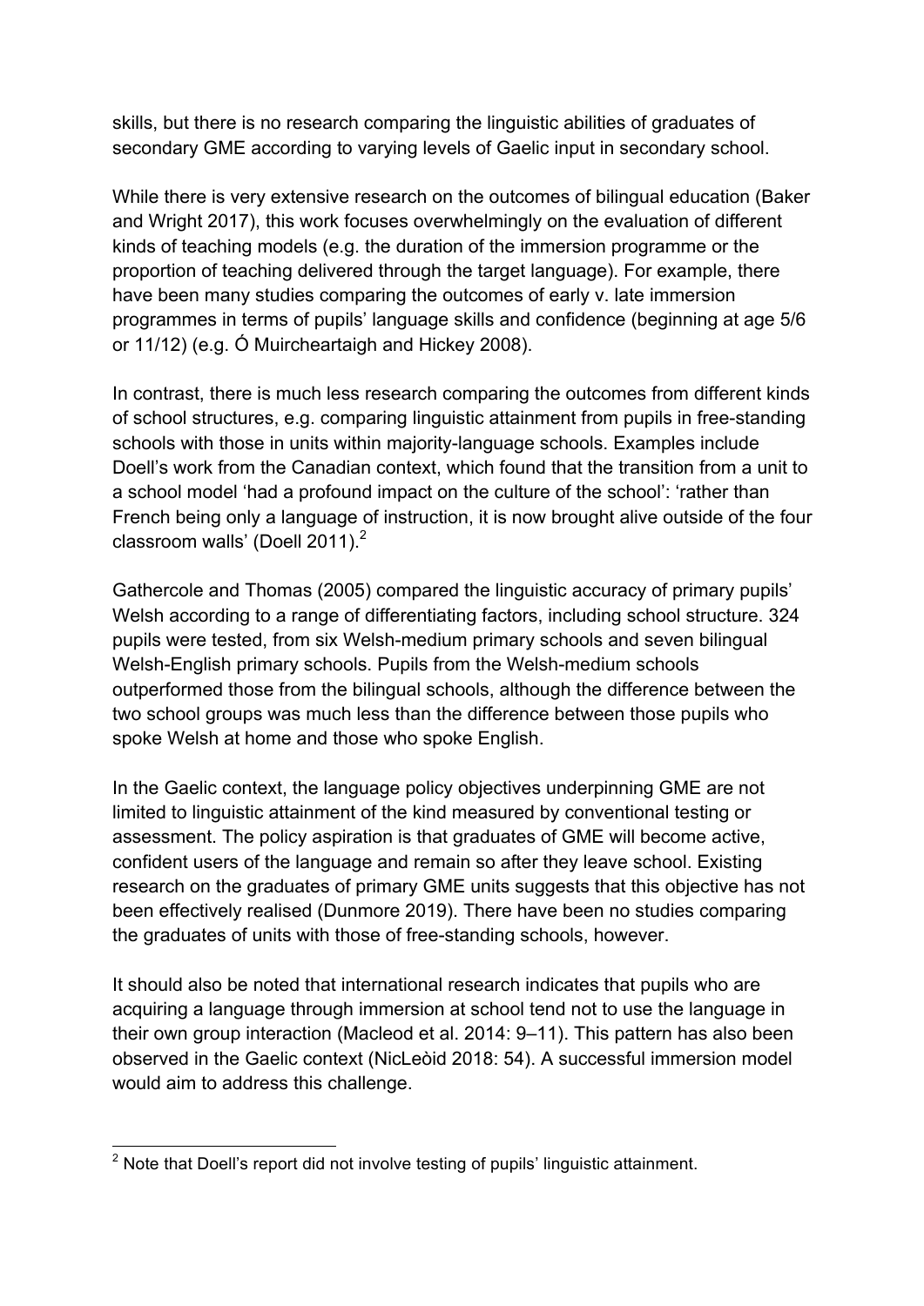skills, but there is no research comparing the linguistic abilities of graduates of secondary GME according to varying levels of Gaelic input in secondary school.

While there is very extensive research on the outcomes of bilingual education (Baker and Wright 2017), this work focuses overwhelmingly on the evaluation of different kinds of teaching models (e.g. the duration of the immersion programme or the proportion of teaching delivered through the target language). For example, there have been many studies comparing the outcomes of early v. late immersion programmes in terms of pupils' language skills and confidence (beginning at age 5/6 or 11/12) (e.g. Ó Muircheartaigh and Hickey 2008).

In contrast, there is much less research comparing the outcomes from different kinds of school structures, e.g. comparing linguistic attainment from pupils in free-standing schools with those in units within majority-language schools. Examples include Doell's work from the Canadian context, which found that the transition from a unit to a school model 'had a profound impact on the culture of the school': 'rather than French being only a language of instruction, it is now brought alive outside of the four classroom walls' (Doell 2011).[2]

Gathercole and Thomas (2005) compared the linguistic accuracy of primary pupils' Welsh according to a range of differentiating factors, including school structure. 324 pupils were tested, from six Welsh-medium primary schools and seven bilingual Welsh-English primary schools. Pupils from the Welsh-medium schools outperformed those from the bilingual schools, although the difference between the two school groups was much less than the difference between those pupils who spoke Welsh at home and those who spoke English.

In the Gaelic context, the language policy objectives underpinning GME are not limited to linguistic attainment of the kind measured by conventional testing or assessment. The policy aspiration is that graduates of GME will become active, confident users of the language and remain so after they leave school. Existing research on the graduates of primary GME units suggests that this objective has not been effectively realised (Dunmore 2019). There have been no studies comparing the graduates of units with those of free-standing schools, however.

It should also be noted that international research indicates that pupils who are acquiring a language through immersion at school tend not to use the language in their own group interaction (Macleod et al. 2014: 9–11). This pattern has also been observed in the Gaelic context (NicLeòid 2018: 54). A successful immersion model would aim to address this challenge.

---

[2] Note that Doell's report did not involve testing of pupils' linguistic attainment.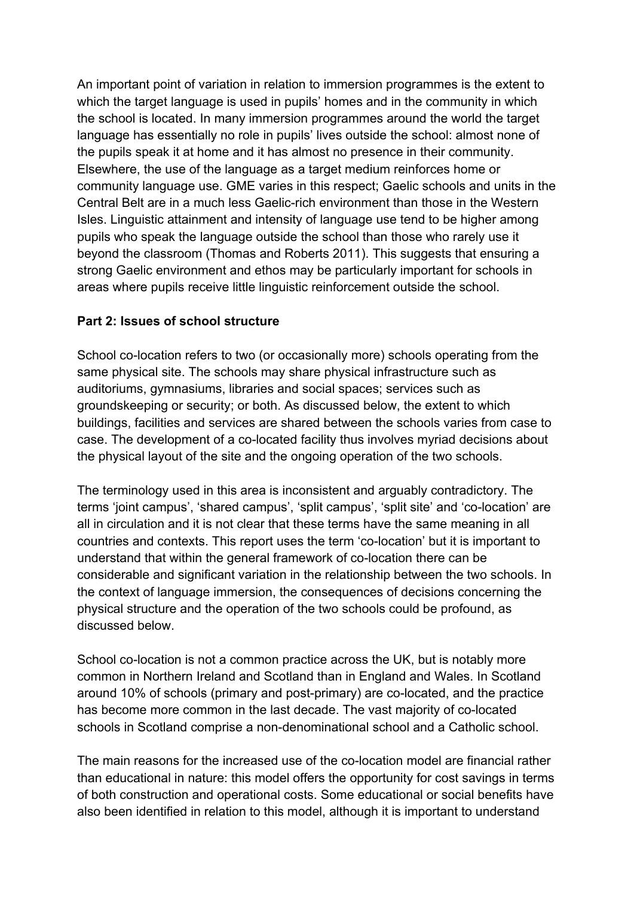An important point of variation in relation to immersion programmes is the extent to which the target language is used in pupils' homes and in the community in which the school is located. In many immersion programmes around the world the target language has essentially no role in pupils' lives outside the school: almost none of the pupils speak it at home and it has almost no presence in their community. Elsewhere, the use of the language as a target medium reinforces home or community language use. GME varies in this respect; Gaelic schools and units in the Central Belt are in a much less Gaelic-rich environment than those in the Western Isles. Linguistic attainment and intensity of language use tend to be higher among pupils who speak the language outside the school than those who rarely use it beyond the classroom (Thomas and Roberts 2011). This suggests that ensuring a strong Gaelic environment and ethos may be particularly important for schools in areas where pupils receive little linguistic reinforcement outside the school.

**Part 2: Issues of school structure**

School co-location refers to two (or occasionally more) schools operating from the same physical site. The schools may share physical infrastructure such as auditoriums, gymnasiums, libraries and social spaces; services such as groundskeeping or security; or both. As discussed below, the extent to which buildings, facilities and services are shared between the schools varies from case to case. The development of a co-located facility thus involves myriad decisions about the physical layout of the site and the ongoing operation of the two schools.

The terminology used in this area is inconsistent and arguably contradictory. The terms 'joint campus', 'shared campus', 'split campus', 'split site' and 'co-location' are all in circulation and it is not clear that these terms have the same meaning in all countries and contexts. This report uses the term 'co-location' but it is important to understand that within the general framework of co-location there can be considerable and significant variation in the relationship between the two schools. In the context of language immersion, the consequences of decisions concerning the physical structure and the operation of the two schools could be profound, as discussed below.

School co-location is not a common practice across the UK, but is notably more common in Northern Ireland and Scotland than in England and Wales. In Scotland around 10% of schools (primary and post-primary) are co-located, and the practice has become more common in the last decade. The vast majority of co-located schools in Scotland comprise a non-denominational school and a Catholic school.

The main reasons for the increased use of the co-location model are financial rather than educational in nature: this model offers the opportunity for cost savings in terms of both construction and operational costs. Some educational or social benefits have also been identified in relation to this model, although it is important to understand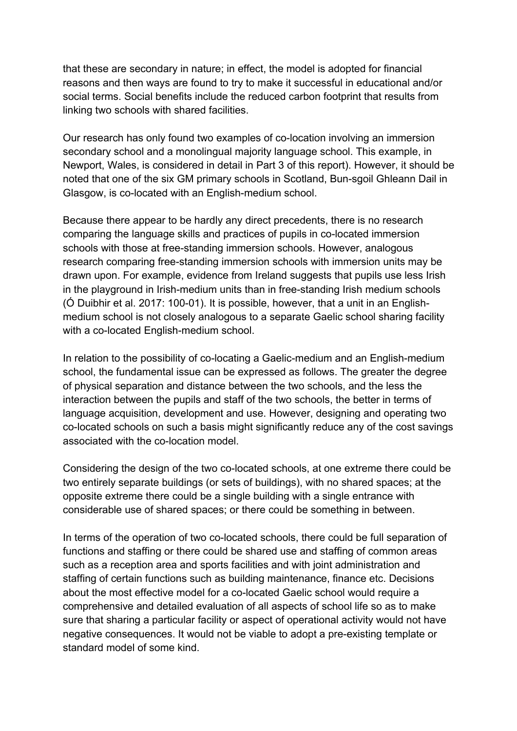that these are secondary in nature; in effect, the model is adopted for financial reasons and then ways are found to try to make it successful in educational and/or social terms. Social benefits include the reduced carbon footprint that results from linking two schools with shared facilities.

Our research has only found two examples of co-location involving an immersion secondary school and a monolingual majority language school. This example, in Newport, Wales, is considered in detail in Part 3 of this report). However, it should be noted that one of the six GM primary schools in Scotland, Bun-sgoil Ghleann Dail in Glasgow, is co-located with an English-medium school.

Because there appear to be hardly any direct precedents, there is no research comparing the language skills and practices of pupils in co-located immersion schools with those at free-standing immersion schools. However, analogous research comparing free-standing immersion schools with immersion units may be drawn upon. For example, evidence from Ireland suggests that pupils use less Irish in the playground in Irish-medium units than in free-standing Irish medium schools (Ó Duibhir et al. 2017: 100-01). It is possible, however, that a unit in an English-medium school is not closely analogous to a separate Gaelic school sharing facility with a co-located English-medium school.

In relation to the possibility of co-locating a Gaelic-medium and an English-medium school, the fundamental issue can be expressed as follows. The greater the degree of physical separation and distance between the two schools, and the less the interaction between the pupils and staff of the two schools, the better in terms of language acquisition, development and use. However, designing and operating two co-located schools on such a basis might significantly reduce any of the cost savings associated with the co-location model.

Considering the design of the two co-located schools, at one extreme there could be two entirely separate buildings (or sets of buildings), with no shared spaces; at the opposite extreme there could be a single building with a single entrance with considerable use of shared spaces; or there could be something in between.

In terms of the operation of two co-located schools, there could be full separation of functions and staffing or there could be shared use and staffing of common areas such as a reception area and sports facilities and with joint administration and staffing of certain functions such as building maintenance, finance etc. Decisions about the most effective model for a co-located Gaelic school would require a comprehensive and detailed evaluation of all aspects of school life so as to make sure that sharing a particular facility or aspect of operational activity would not have negative consequences. It would not be viable to adopt a pre-existing template or standard model of some kind.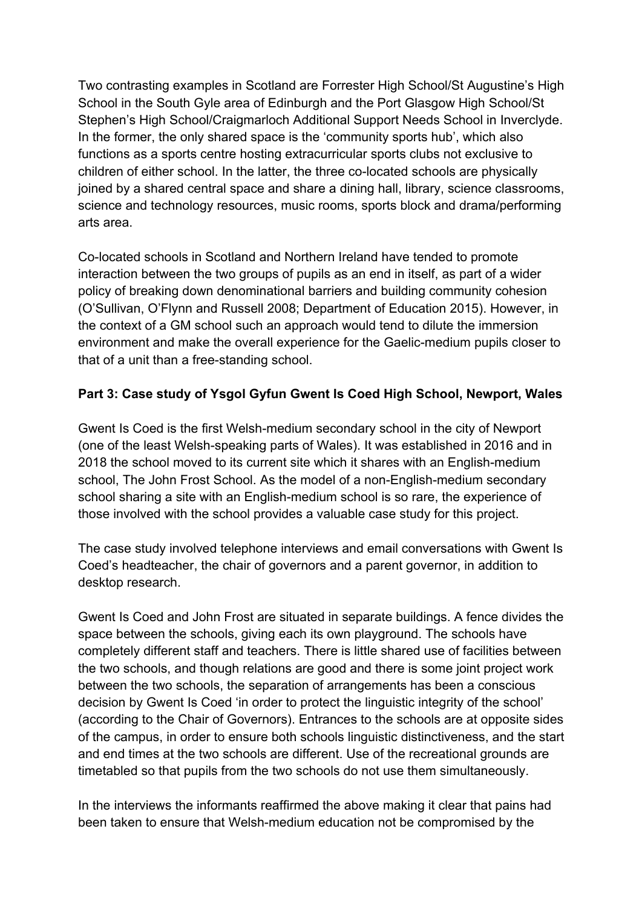Two contrasting examples in Scotland are Forrester High School/St Augustine's High School in the South Gyle area of Edinburgh and the Port Glasgow High School/St Stephen's High School/Craigmarloch Additional Support Needs School in Inverclyde. In the former, the only shared space is the 'community sports hub', which also functions as a sports centre hosting extracurricular sports clubs not exclusive to children of either school. In the latter, the three co-located schools are physically joined by a shared central space and share a dining hall, library, science classrooms, science and technology resources, music rooms, sports block and drama/performing arts area.

Co-located schools in Scotland and Northern Ireland have tended to promote interaction between the two groups of pupils as an end in itself, as part of a wider policy of breaking down denominational barriers and building community cohesion (O'Sullivan, O'Flynn and Russell 2008; Department of Education 2015). However, in the context of a GM school such an approach would tend to dilute the immersion environment and make the overall experience for the Gaelic-medium pupils closer to that of a unit than a free-standing school.

**Part 3: Case study of Ysgol Gyfun Gwent Is Coed High School, Newport, Wales**

Gwent Is Coed is the first Welsh-medium secondary school in the city of Newport (one of the least Welsh-speaking parts of Wales). It was established in 2016 and in 2018 the school moved to its current site which it shares with an English-medium school, The John Frost School. As the model of a non-English-medium secondary school sharing a site with an English-medium school is so rare, the experience of those involved with the school provides a valuable case study for this project.

The case study involved telephone interviews and email conversations with Gwent Is Coed's headteacher, the chair of governors and a parent governor, in addition to desktop research.

Gwent Is Coed and John Frost are situated in separate buildings. A fence divides the space between the schools, giving each its own playground. The schools have completely different staff and teachers. There is little shared use of facilities between the two schools, and though relations are good and there is some joint project work between the two schools, the separation of arrangements has been a conscious decision by Gwent Is Coed 'in order to protect the linguistic integrity of the school' (according to the Chair of Governors). Entrances to the schools are at opposite sides of the campus, in order to ensure both schools linguistic distinctiveness, and the start and end times at the two schools are different. Use of the recreational grounds are timetabled so that pupils from the two schools do not use them simultaneously.

In the interviews the informants reaffirmed the above making it clear that pains had been taken to ensure that Welsh-medium education not be compromised by the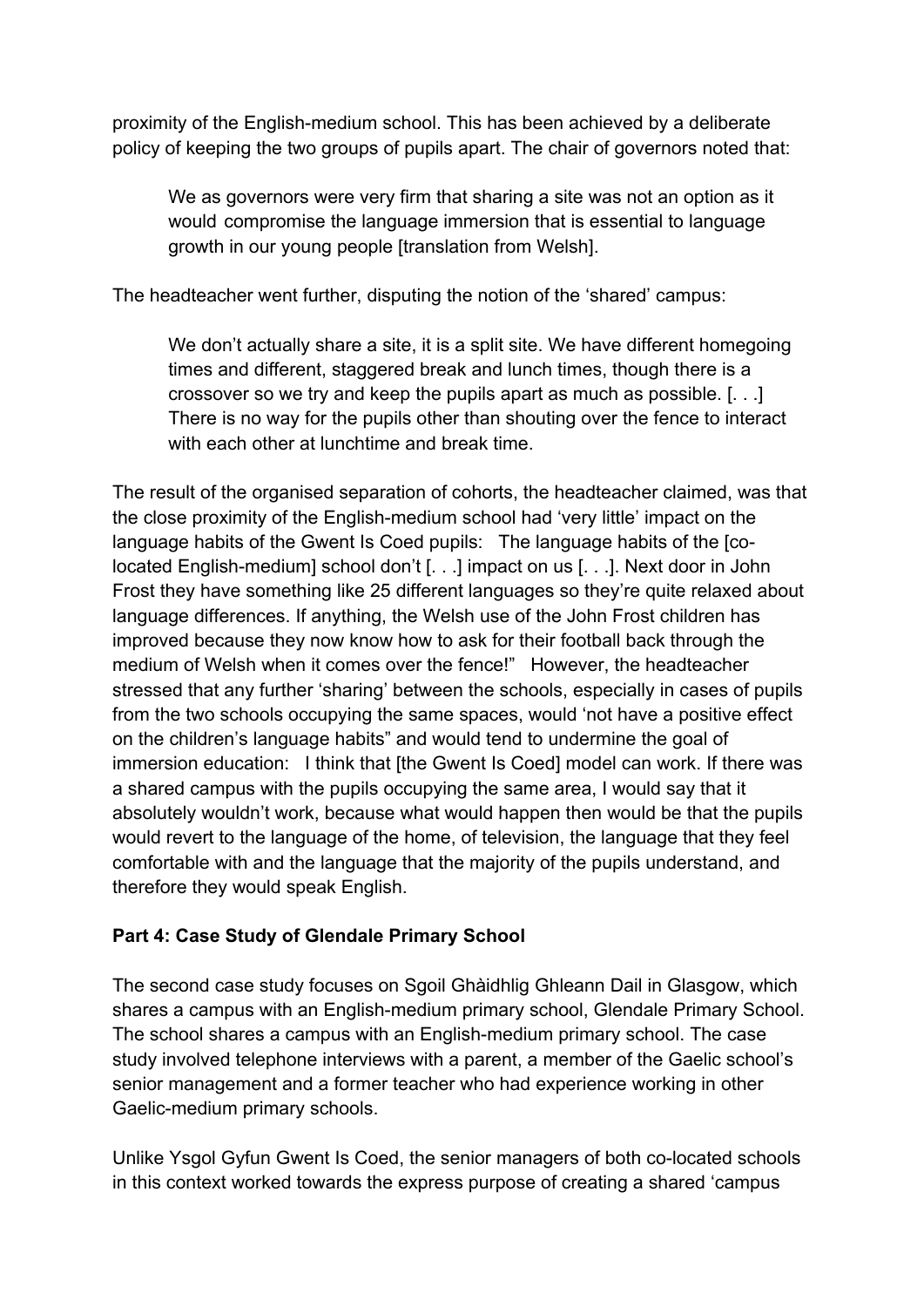proximity of the English-medium school. This has been achieved by a deliberate policy of keeping the two groups of pupils apart. The chair of governors noted that:

> We as governors were very firm that sharing a site was not an option as it would compromise the language immersion that is essential to language growth in our young people [translation from Welsh].

The headteacher went further, disputing the notion of the 'shared' campus:

> We don't actually share a site, it is a split site. We have different homegoing times and different, staggered break and lunch times, though there is a crossover so we try and keep the pupils apart as much as possible. [. . .] There is no way for the pupils other than shouting over the fence to interact with each other at lunchtime and break time.

The result of the organised separation of cohorts, the headteacher claimed, was that the close proximity of the English-medium school had 'very little' impact on the language habits of the Gwent Is Coed pupils: The language habits of the [co-located English-medium] school don't [. . .] impact on us [. . .]. Next door in John Frost they have something like 25 different languages so they're quite relaxed about language differences. If anything, the Welsh use of the John Frost children has improved because they now know how to ask for their football back through the medium of Welsh when it comes over the fence!" However, the headteacher stressed that any further 'sharing' between the schools, especially in cases of pupils from the two schools occupying the same spaces, would 'not have a positive effect on the children's language habits" and would tend to undermine the goal of immersion education: I think that [the Gwent Is Coed] model can work. If there was a shared campus with the pupils occupying the same area, I would say that it absolutely wouldn't work, because what would happen then would be that the pupils would revert to the language of the home, of television, the language that they feel comfortable with and the language that the majority of the pupils understand, and therefore they would speak English.

**Part 4: Case Study of Glendale Primary School**

The second case study focuses on Sgoil Ghàidhlig Ghleann Dail in Glasgow, which shares a campus with an English-medium primary school, Glendale Primary School. The school shares a campus with an English-medium primary school. The case study involved telephone interviews with a parent, a member of the Gaelic school's senior management and a former teacher who had experience working in other Gaelic-medium primary schools.

Unlike Ysgol Gyfun Gwent Is Coed, the senior managers of both co-located schools in this context worked towards the express purpose of creating a shared 'campus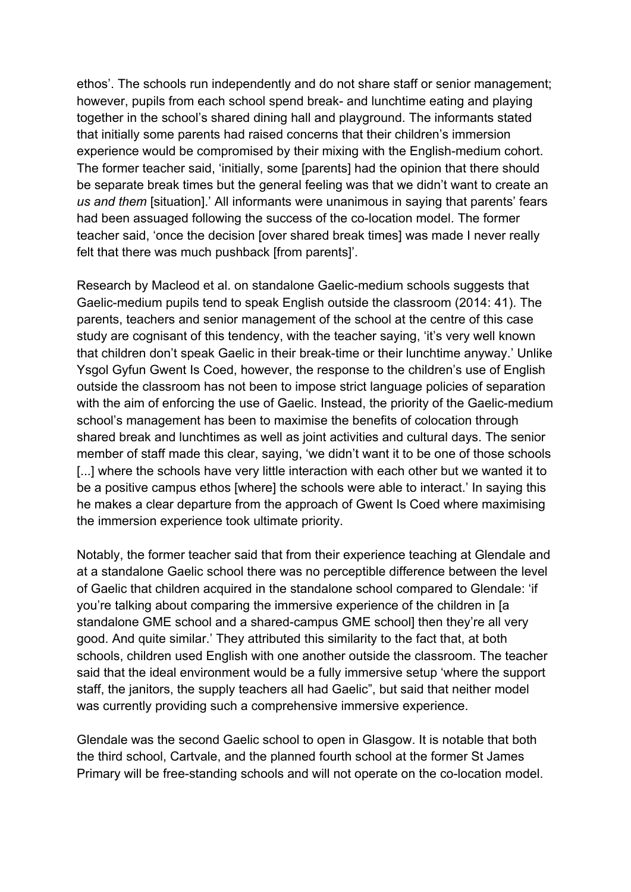ethos'. The schools run independently and do not share staff or senior management; however, pupils from each school spend break- and lunchtime eating and playing together in the school's shared dining hall and playground. The informants stated that initially some parents had raised concerns that their children's immersion experience would be compromised by their mixing with the English-medium cohort. The former teacher said, 'initially, some [parents] had the opinion that there should be separate break times but the general feeling was that we didn't want to create an *us and them* [situation].' All informants were unanimous in saying that parents' fears had been assuaged following the success of the co-location model. The former teacher said, 'once the decision [over shared break times] was made I never really felt that there was much pushback [from parents]'.

Research by Macleod et al. on standalone Gaelic-medium schools suggests that Gaelic-medium pupils tend to speak English outside the classroom (2014: 41). The parents, teachers and senior management of the school at the centre of this case study are cognisant of this tendency, with the teacher saying, 'it's very well known that children don't speak Gaelic in their break-time or their lunchtime anyway.' Unlike Ysgol Gyfun Gwent Is Coed, however, the response to the children's use of English outside the classroom has not been to impose strict language policies of separation with the aim of enforcing the use of Gaelic. Instead, the priority of the Gaelic-medium school's management has been to maximise the benefits of colocation through shared break and lunchtimes as well as joint activities and cultural days. The senior member of staff made this clear, saying, 'we didn't want it to be one of those schools [...] where the schools have very little interaction with each other but we wanted it to be a positive campus ethos [where] the schools were able to interact.' In saying this he makes a clear departure from the approach of Gwent Is Coed where maximising the immersion experience took ultimate priority.

Notably, the former teacher said that from their experience teaching at Glendale and at a standalone Gaelic school there was no perceptible difference between the level of Gaelic that children acquired in the standalone school compared to Glendale: 'if you're talking about comparing the immersive experience of the children in [a standalone GME school and a shared-campus GME school] then they're all very good. And quite similar.' They attributed this similarity to the fact that, at both schools, children used English with one another outside the classroom. The teacher said that the ideal environment would be a fully immersive setup 'where the support staff, the janitors, the supply teachers all had Gaelic", but said that neither model was currently providing such a comprehensive immersive experience.

Glendale was the second Gaelic school to open in Glasgow. It is notable that both the third school, Cartvale, and the planned fourth school at the former St James Primary will be free-standing schools and will not operate on the co-location model.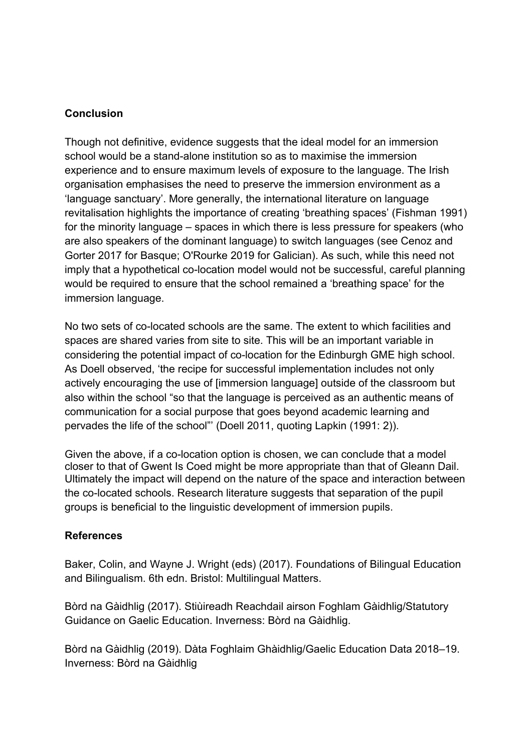## Conclusion

Though not definitive, evidence suggests that the ideal model for an immersion school would be a stand-alone institution so as to maximise the immersion experience and to ensure maximum levels of exposure to the language. The Irish organisation emphasises the need to preserve the immersion environment as a 'language sanctuary'. More generally, the international literature on language revitalisation highlights the importance of creating 'breathing spaces' (Fishman 1991) for the minority language – spaces in which there is less pressure for speakers (who are also speakers of the dominant language) to switch languages (see Cenoz and Gorter 2017 for Basque; O'Rourke 2019 for Galician). As such, while this need not imply that a hypothetical co-location model would not be successful, careful planning would be required to ensure that the school remained a 'breathing space' for the immersion language.

No two sets of co-located schools are the same. The extent to which facilities and spaces are shared varies from site to site. This will be an important variable in considering the potential impact of co-location for the Edinburgh GME high school. As Doell observed, 'the recipe for successful implementation includes not only actively encouraging the use of [immersion language] outside of the classroom but also within the school "so that the language is perceived as an authentic means of communication for a social purpose that goes beyond academic learning and pervades the life of the school"' (Doell 2011, quoting Lapkin (1991: 2)).

Given the above, if a co-location option is chosen, we can conclude that a model closer to that of Gwent Is Coed might be more appropriate than that of Gleann Dail. Ultimately the impact will depend on the nature of the space and interaction between the co-located schools. Research literature suggests that separation of the pupil groups is beneficial to the linguistic development of immersion pupils.

## References

Baker, Colin, and Wayne J. Wright (eds) (2017). Foundations of Bilingual Education and Bilingualism. 6th edn. Bristol: Multilingual Matters.

Bòrd na Gàidhlig (2017). Stiùireadh Reachdail airson Foghlam Gàidhlig/Statutory Guidance on Gaelic Education. Inverness: Bòrd na Gàidhlig.

Bòrd na Gàidhlig (2019). Dàta Foghlaim Ghàidhlig/Gaelic Education Data 2018–19. Inverness: Bòrd na Gàidhlig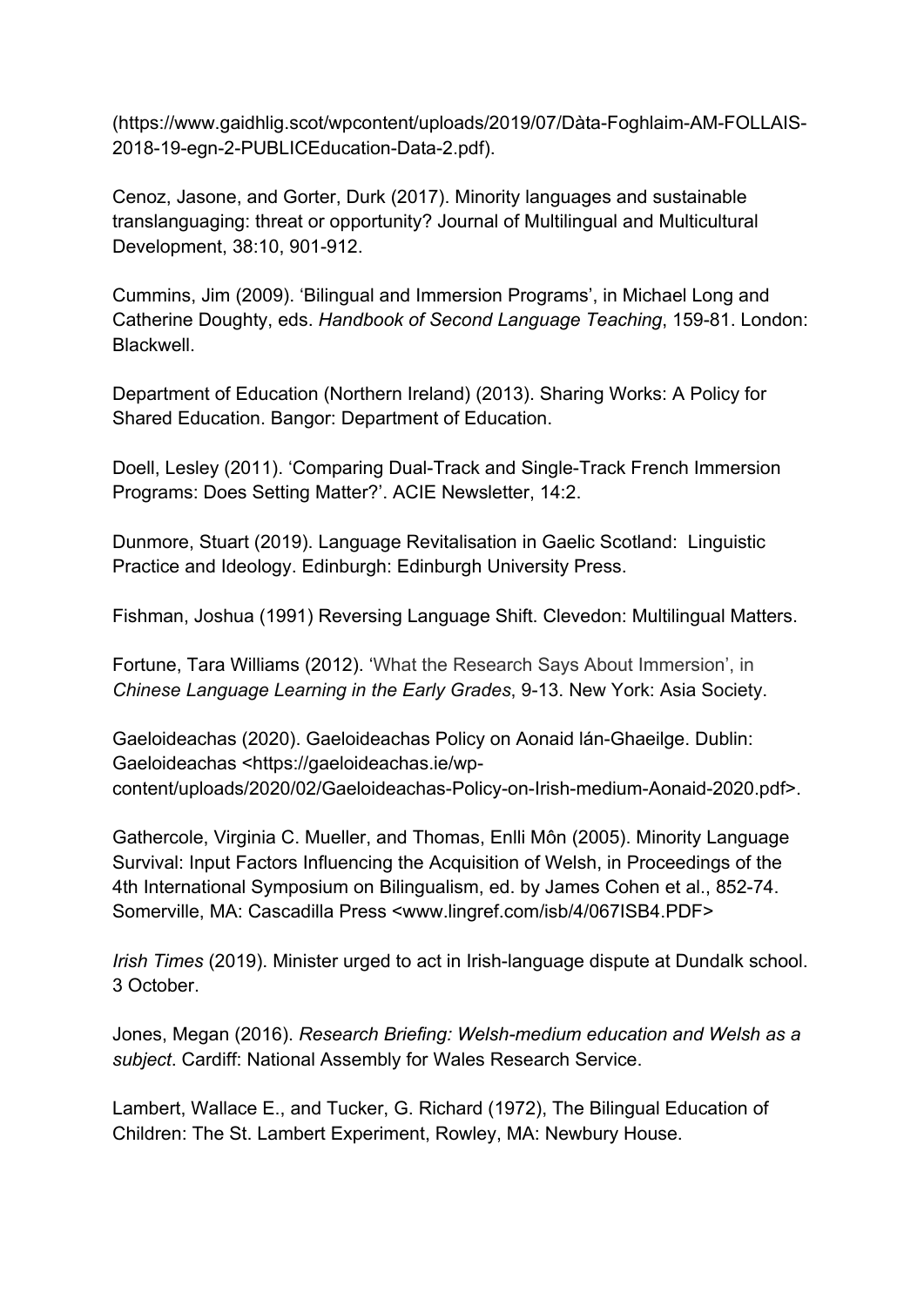(https://www.gaidhlig.scot/wpcontent/uploads/2019/07/Dàta-Foghlaim-AM-FOLLAIS-2018-19-egn-2-PUBLICEducation-Data-2.pdf).

Cenoz, Jasone, and Gorter, Durk (2017). Minority languages and sustainable translanguaging: threat or opportunity? Journal of Multilingual and Multicultural Development, 38:10, 901-912.

Cummins, Jim (2009). 'Bilingual and Immersion Programs', in Michael Long and Catherine Doughty, eds. *Handbook of Second Language Teaching*, 159-81. London: Blackwell.

Department of Education (Northern Ireland) (2013). Sharing Works: A Policy for Shared Education. Bangor: Department of Education.

Doell, Lesley (2011). 'Comparing Dual-Track and Single-Track French Immersion Programs: Does Setting Matter?'. ACIE Newsletter, 14:2.

Dunmore, Stuart (2019). Language Revitalisation in Gaelic Scotland: Linguistic Practice and Ideology. Edinburgh: Edinburgh University Press.

Fishman, Joshua (1991) Reversing Language Shift. Clevedon: Multilingual Matters.

Fortune, Tara Williams (2012). 'What the Research Says About Immersion', in *Chinese Language Learning in the Early Grades*, 9-13. New York: Asia Society.

Gaeloideachas (2020). Gaeloideachas Policy on Aonaid lán-Ghaeilge. Dublin: Gaeloideachas <https://gaeloideachas.ie/wp-content/uploads/2020/02/Gaeloideachas-Policy-on-Irish-medium-Aonaid-2020.pdf>.

Gathercole, Virginia C. Mueller, and Thomas, Enlli Môn (2005). Minority Language Survival: Input Factors Influencing the Acquisition of Welsh, in Proceedings of the 4th International Symposium on Bilingualism, ed. by James Cohen et al., 852-74. Somerville, MA: Cascadilla Press <www.lingref.com/isb/4/067ISB4.PDF>

*Irish Times* (2019). Minister urged to act in Irish-language dispute at Dundalk school. 3 October.

Jones, Megan (2016). *Research Briefing: Welsh-medium education and Welsh as a subject*. Cardiff: National Assembly for Wales Research Service.

Lambert, Wallace E., and Tucker, G. Richard (1972), The Bilingual Education of Children: The St. Lambert Experiment, Rowley, MA: Newbury House.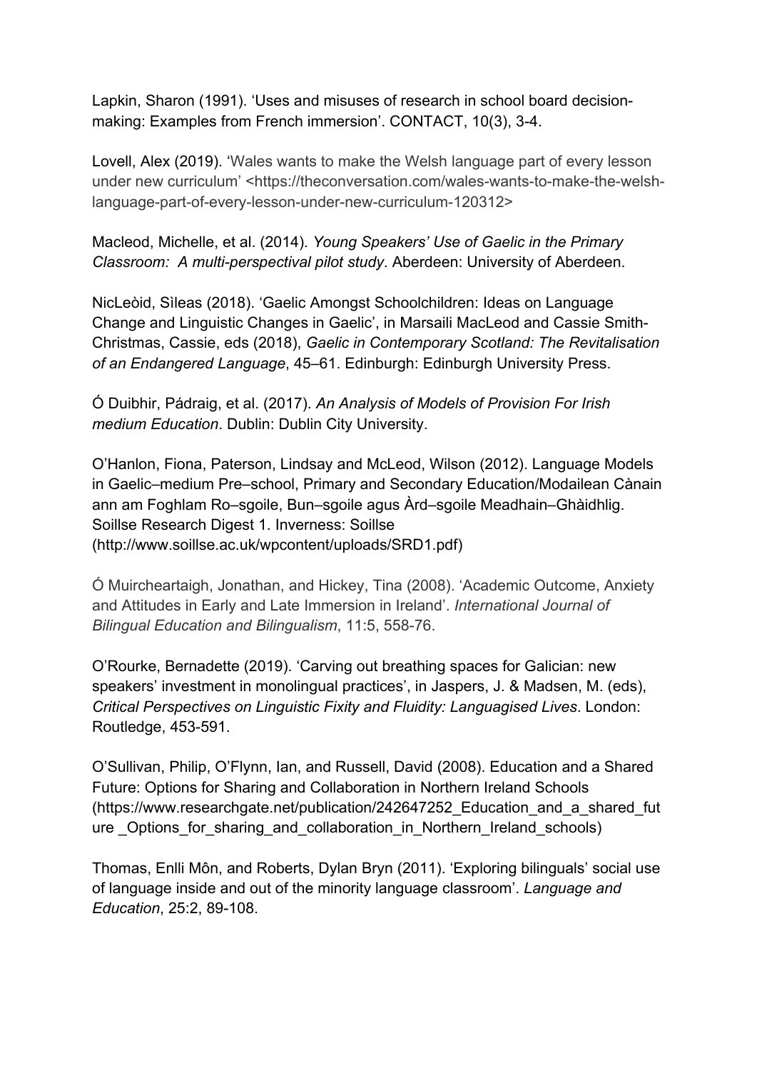Lapkin, Sharon (1991). 'Uses and misuses of research in school board decision-making: Examples from French immersion'. CONTACT, 10(3), 3-4.

Lovell, Alex (2019). 'Wales wants to make the Welsh language part of every lesson under new curriculum' <https://theconversation.com/wales-wants-to-make-the-welsh-language-part-of-every-lesson-under-new-curriculum-120312>

Macleod, Michelle, et al. (2014). *Young Speakers' Use of Gaelic in the Primary Classroom: A multi-perspectival pilot study*. Aberdeen: University of Aberdeen.

NicLeòid, Sìleas (2018). 'Gaelic Amongst Schoolchildren: Ideas on Language Change and Linguistic Changes in Gaelic', in Marsaili MacLeod and Cassie Smith-Christmas, Cassie, eds (2018), *Gaelic in Contemporary Scotland: The Revitalisation of an Endangered Language*, 45–61. Edinburgh: Edinburgh University Press.

Ó Duibhir, Pádraig, et al. (2017). *An Analysis of Models of Provision For Irish medium Education*. Dublin: Dublin City University.

O'Hanlon, Fiona, Paterson, Lindsay and McLeod, Wilson (2012). Language Models in Gaelic–medium Pre–school, Primary and Secondary Education/Modailean Cànain ann am Foghlam Ro–sgoile, Bun–sgoile agus Àrd–sgoile Meadhain–Ghàidhlig. Soillse Research Digest 1. Inverness: Soillse (http://www.soillse.ac.uk/wpcontent/uploads/SRD1.pdf)

Ó Muircheartaigh, Jonathan, and Hickey, Tina (2008). 'Academic Outcome, Anxiety and Attitudes in Early and Late Immersion in Ireland'. *International Journal of Bilingual Education and Bilingualism*, 11:5, 558-76.

O'Rourke, Bernadette (2019). 'Carving out breathing spaces for Galician: new speakers' investment in monolingual practices', in Jaspers, J. & Madsen, M. (eds), *Critical Perspectives on Linguistic Fixity and Fluidity: Languagised Lives*. London: Routledge, 453-591.

O'Sullivan, Philip, O'Flynn, Ian, and Russell, David (2008). Education and a Shared Future: Options for Sharing and Collaboration in Northern Ireland Schools (https://www.researchgate.net/publication/242647252_Education_and_a_shared_future _Options_for_sharing_and_collaboration_in_Northern_Ireland_schools)

Thomas, Enlli Môn, and Roberts, Dylan Bryn (2011). 'Exploring bilinguals' social use of language inside and out of the minority language classroom'. *Language and Education*, 25:2, 89-108.